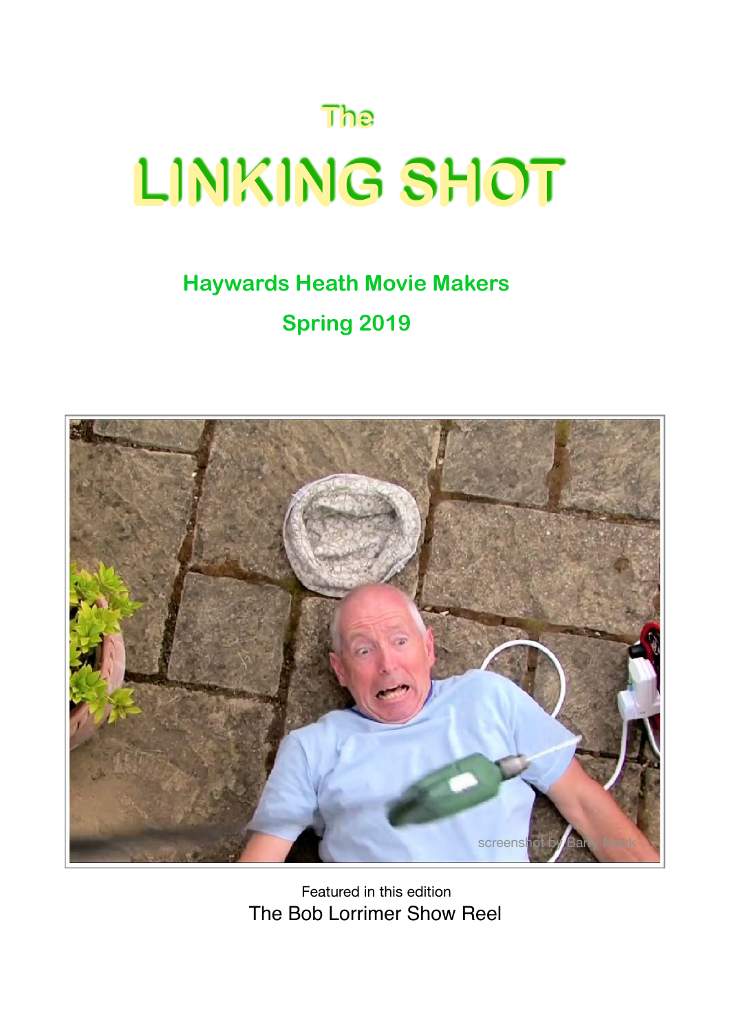# The LINKING SHOT

## Haywards Heath Movie Makers

## Spring 2019

screenshot by Barry Mack

Featured in this edition

The Bob Lorrimer Show Reel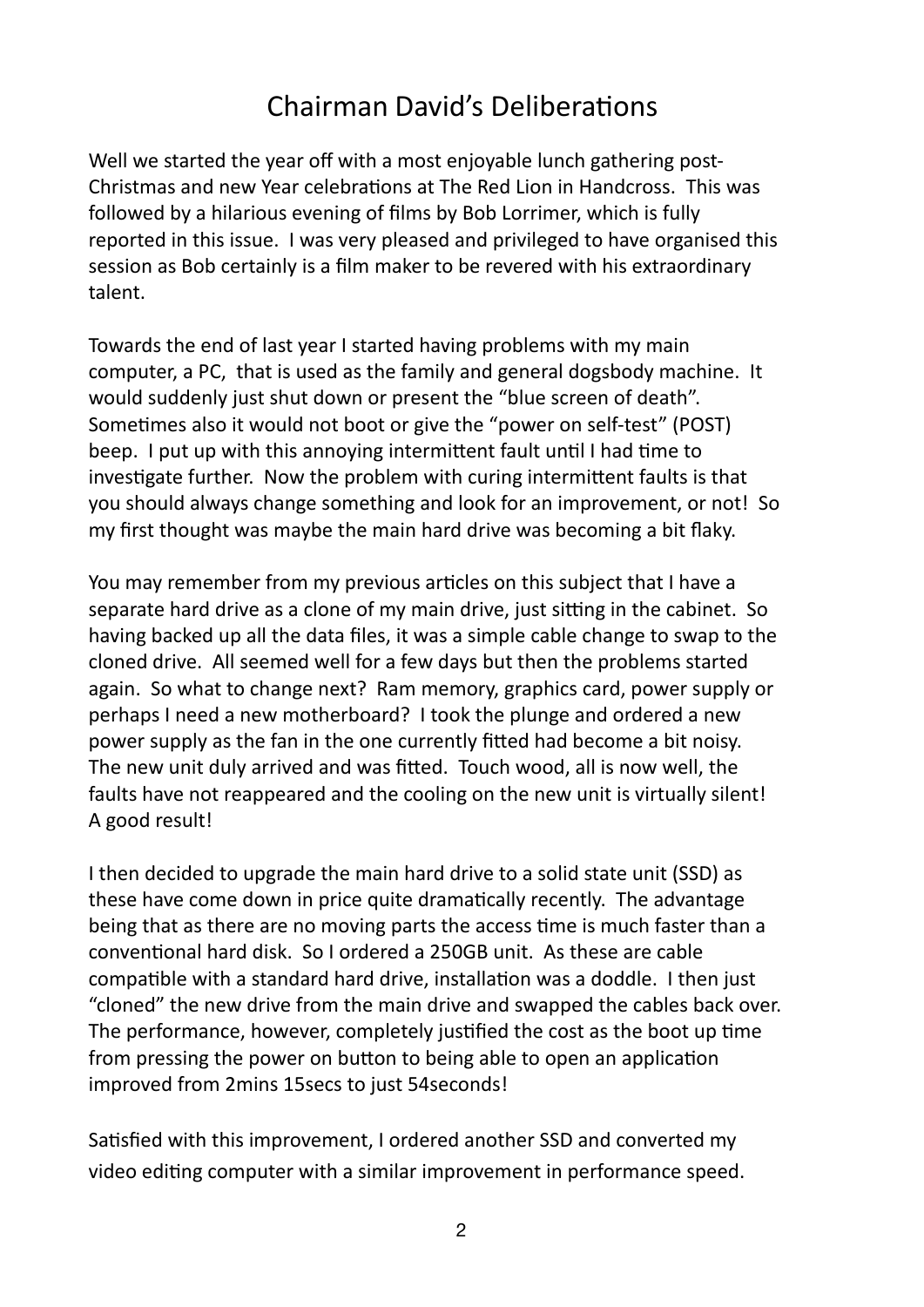# Chairman David's Deliberations

Well we started the year off with a most enjoyable lunch gathering post-Christmas and new Year celebrations at The Red Lion in Handcross. This was followed by a hilarious evening of films by Bob Lorrimer, which is fully reported in this issue. I was very pleased and privileged to have organised this session as Bob certainly is a film maker to be revered with his extraordinary talent.

Towards the end of last year I started having problems with my main computer, a PC, that is used as the family and general dogsbody machine. It would suddenly just shut down or present the "blue screen of death". Sometimes also it would not boot or give the "power on self-test" (POST) beep. I put up with this annoying intermittent fault until I had time to investigate further. Now the problem with curing intermittent faults is that you should always change something and look for an improvement, or not! So my first thought was maybe the main hard drive was becoming a bit flaky.

You may remember from my previous articles on this subject that I have a separate hard drive as a clone of my main drive, just sitting in the cabinet. So having backed up all the data files, it was a simple cable change to swap to the cloned drive. All seemed well for a few days but then the problems started again. So what to change next? Ram memory, graphics card, power supply or perhaps I need a new motherboard? I took the plunge and ordered a new power supply as the fan in the one currently fitted had become a bit noisy. The new unit duly arrived and was fitted. Touch wood, all is now well, the faults have not reappeared and the cooling on the new unit is virtually silent! A good result!

I then decided to upgrade the main hard drive to a solid state unit (SSD) as these have come down in price quite dramatically recently. The advantage being that as there are no moving parts the access time is much faster than a conventional hard disk. So I ordered a 250GB unit. As these are cable compatible with a standard hard drive, installation was a doddle. I then just "cloned" the new drive from the main drive and swapped the cables back over. The performance, however, completely justified the cost as the boot up time from pressing the power on button to being able to open an application improved from 2mins 15secs to just 54seconds!

Satisfied with this improvement, I ordered another SSD and converted my video editing computer with a similar improvement in performance speed.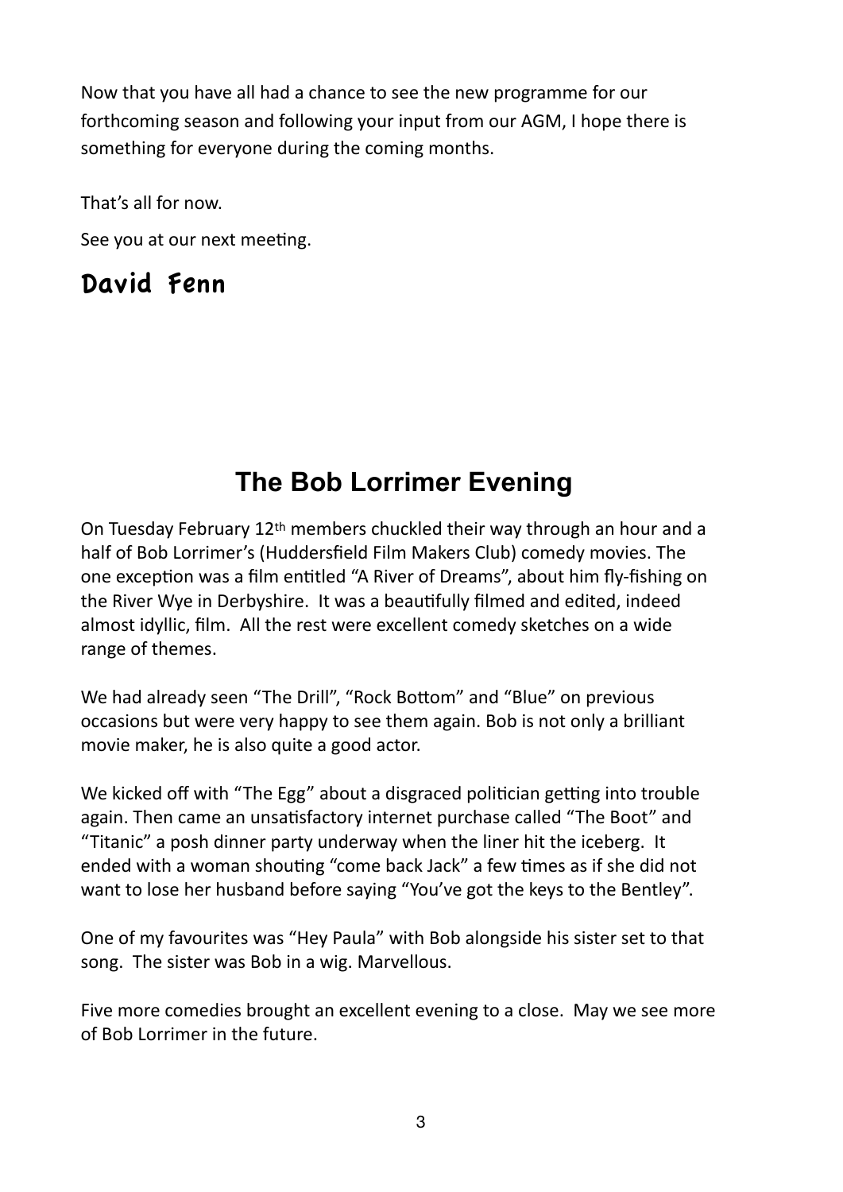Now that you have all had a chance to see the new programme for our forthcoming season and following your input from our AGM, I hope there is something for everyone during the coming months.

That's all for now.

See you at our next meeting.

**David Fenn**

## The Bob Lorrimer Evening

On Tuesday February 12th members chuckled their way through an hour and a half of Bob Lorrimer's (Huddersfield Film Makers Club) comedy movies. The one exception was a film entitled "A River of Dreams", about him fly-fishing on the River Wye in Derbyshire. It was a beautifully filmed and edited, indeed almost idyllic, film. All the rest were excellent comedy sketches on a wide range of themes.

We had already seen "The Drill", "Rock Bottom" and "Blue" on previous occasions but were very happy to see them again. Bob is not only a brilliant movie maker, he is also quite a good actor.

We kicked off with "The Egg" about a disgraced politician getting into trouble again. Then came an unsatisfactory internet purchase called "The Boot" and "Titanic" a posh dinner party underway when the liner hit the iceberg. It ended with a woman shouting "come back Jack" a few times as if she did not want to lose her husband before saying "You've got the keys to the Bentley".

One of my favourites was "Hey Paula" with Bob alongside his sister set to that song. The sister was Bob in a wig. Marvellous.

Five more comedies brought an excellent evening to a close. May we see more of Bob Lorrimer in the future.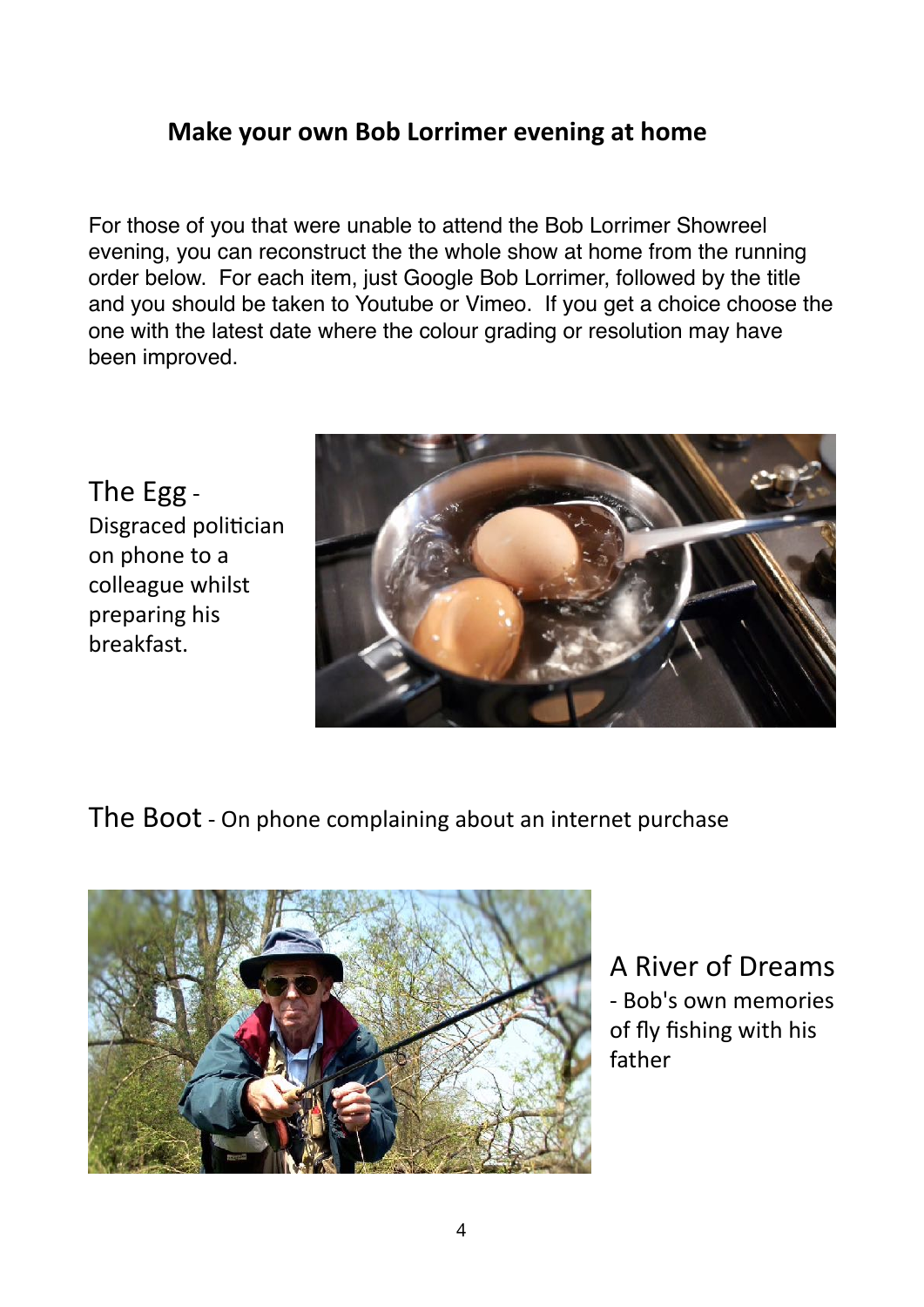## Make your own Bob Lorrimer evening at home

For those of you that were unable to attend the Bob Lorrimer Showreel evening, you can reconstruct the the whole show at home from the running order below. For each item, just Google Bob Lorrimer, followed by the title and you should be taken to Youtube or Vimeo. If you get a choice choose the one with the latest date where the colour grading or resolution may have been improved.

The Egg - Disgraced politician on phone to a colleague whilst preparing his breakfast.

The Boot - On phone complaining about an internet purchase

A River of Dreams - Bob's own memories of fly fishing with his father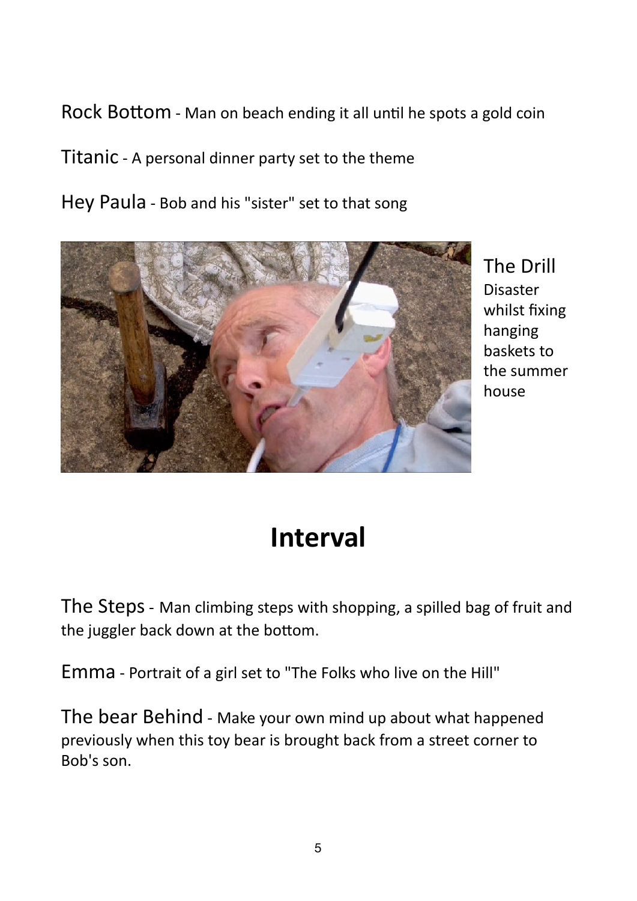Rock Bottom - Man on beach ending it all until he spots a gold coin

Titanic - A personal dinner party set to the theme

Hey Paula - Bob and his "sister" set to that song

The Drill
Disaster whilst fixing hanging baskets to the summer house

# Interval

The Steps - Man climbing steps with shopping, a spilled bag of fruit and the juggler back down at the bottom.

Emma - Portrait of a girl set to "The Folks who live on the Hill"

The bear Behind - Make your own mind up about what happened previously when this toy bear is brought back from a street corner to Bob's son.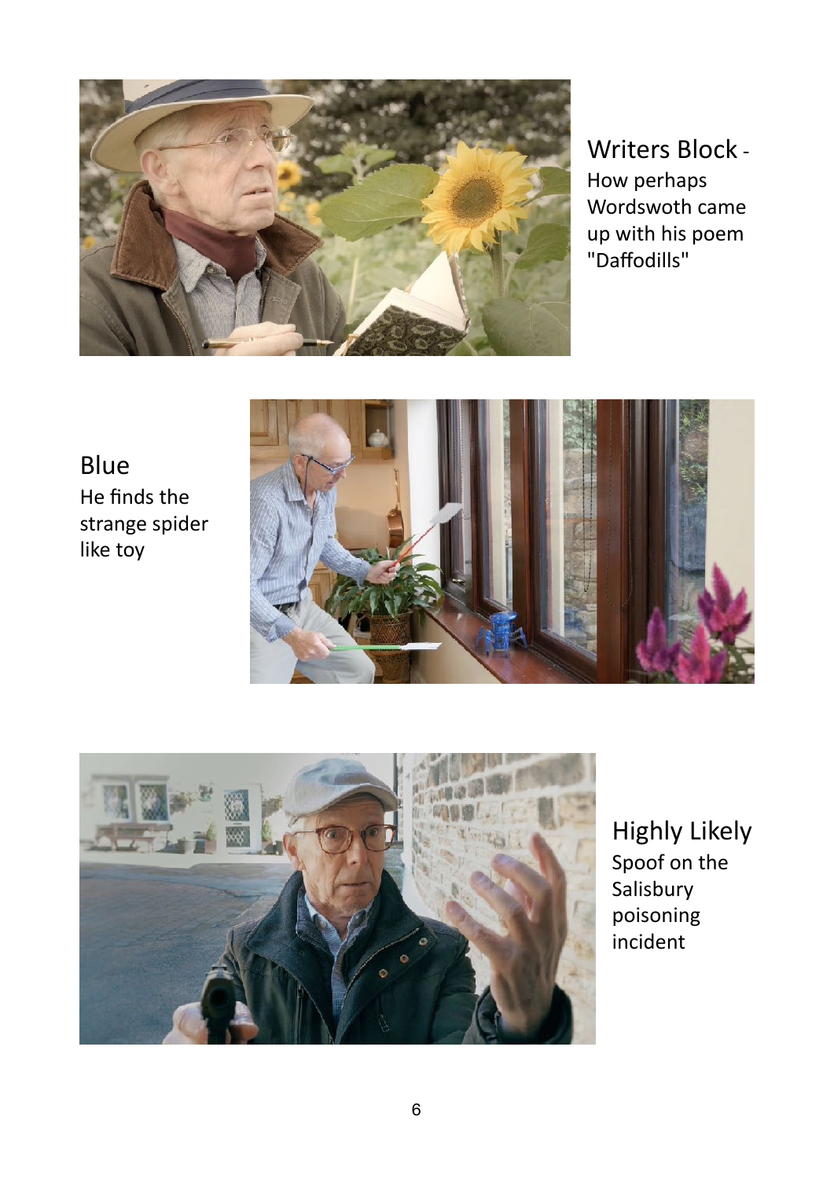**Writers Block** - How perhaps Wordswoth came up with his poem "Daffodills"

**Blue**
He finds the strange spider like toy

**Highly Likely**
Spoof on the Salisbury poisoning incident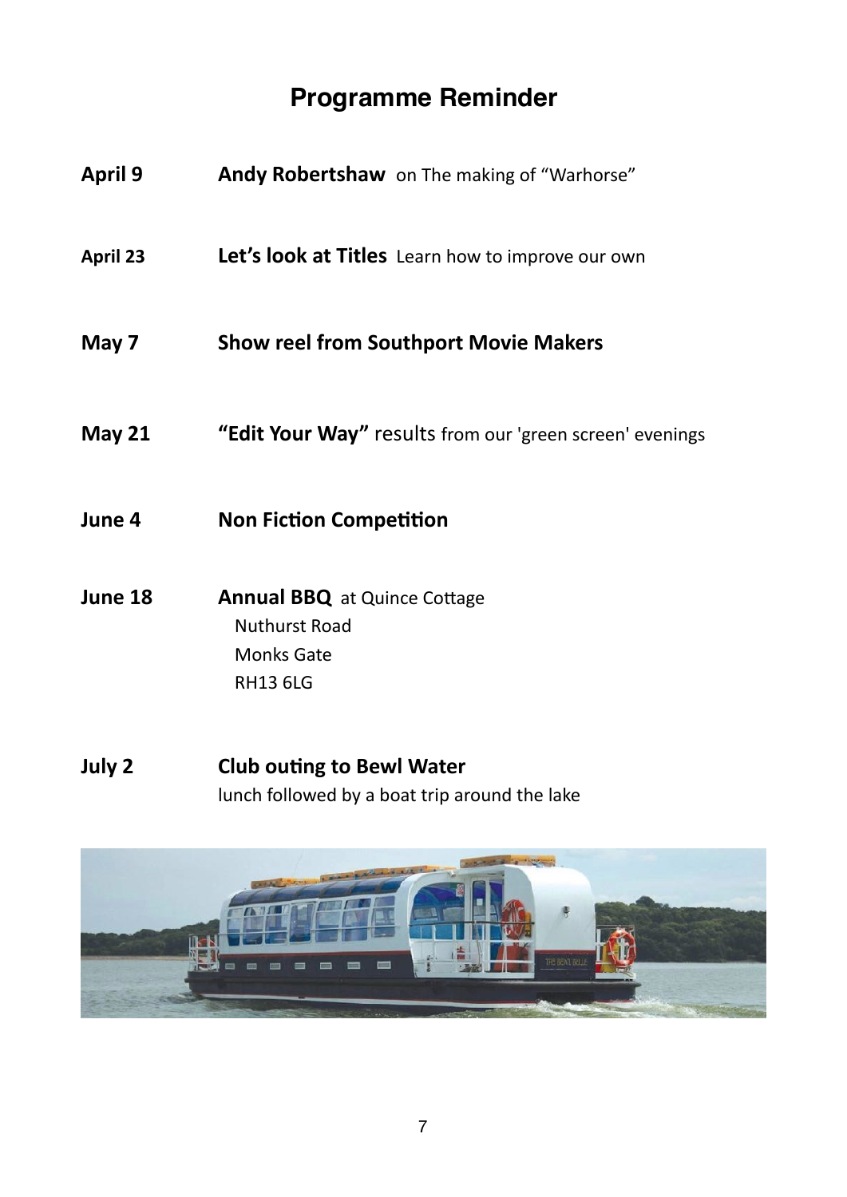# Programme Reminder

**April 9** **Andy Robertshaw** on The making of "Warhorse"

**April 23** **Let's look at Titles** Learn how to improve our own

**May 7** **Show reel from Southport Movie Makers**

**May 21** **"Edit Your Way"** results from our 'green screen' evenings

**June 4** **Non Fiction Competition**

**June 18** **Annual BBQ** at Quince Cottage
Nuthurst Road
Monks Gate
RH13 6LG

**July 2** **Club outing to Bewl Water**
lunch followed by a boat trip around the lake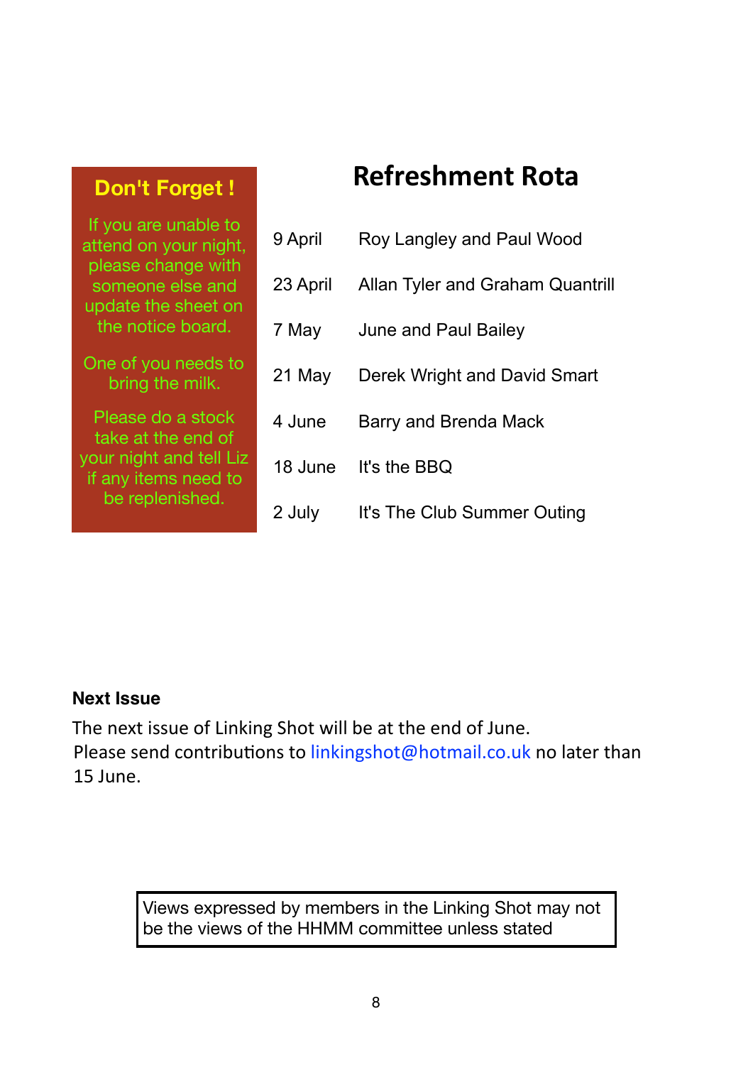## Don't Forget !

If you are unable to attend on your night, please change with someone else and update the sheet on the notice board.

One of you needs to bring the milk.

Please do a stock take at the end of your night and tell Liz if any items need to be replenished.

# Refreshment Rota

| | |
|---|---|
| 9 April | Roy Langley and Paul Wood |
| 23 April | Allan Tyler and Graham Quantrill |
| 7 May | June and Paul Bailey |
| 21 May | Derek Wright and David Smart |
| 4 June | Barry and Brenda Mack |
| 18 June | It's the BBQ |
| 2 July | It's The Club Summer Outing |

**Next Issue**

The next issue of Linking Shot will be at the end of June.
Please send contributions to linkingshot@hotmail.co.uk no later than 15 June.

Views expressed by members in the Linking Shot may not be the views of the HHMM committee unless stated